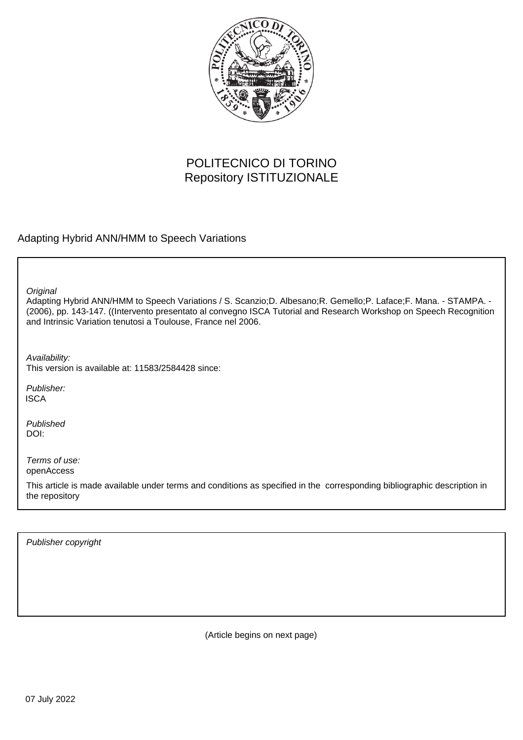POLITECNICO DI TORINO
Repository ISTITUZIONALE

Adapting Hybrid ANN/HMM to Speech Variations

*Original*
Adapting Hybrid ANN/HMM to Speech Variations / S. Scanzio;D. Albesano;R. Gemello;P. Laface;F. Mana. - STAMPA. - (2006), pp. 143-147. ((Intervento presentato al convegno ISCA Tutorial and Research Workshop on Speech Recognition and Intrinsic Variation tenutosi a Toulouse, France nel 2006.

*Availability:*
This version is available at: 11583/2584428 since:

*Publisher:*
ISCA

*Published*
DOI:

*Terms of use:*
openAccess

This article is made available under terms and conditions as specified in the corresponding bibliographic description in the repository

*Publisher copyright*

(Article begins on next page)

07 July 2022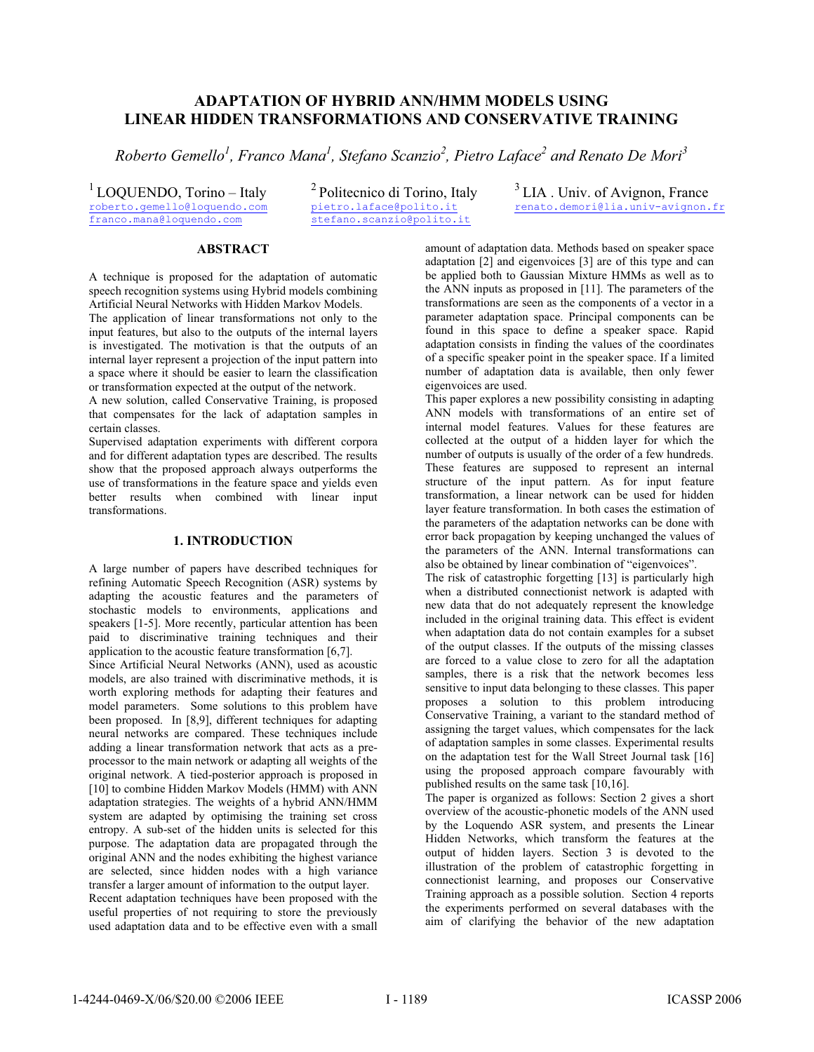# ADAPTATION OF HYBRID ANN/HMM MODELS USING LINEAR HIDDEN TRANSFORMATIONS AND CONSERVATIVE TRAINING

*Roberto Gemello[1], Franco Mana[1], Stefano Scanzio[2], Pietro Laface[2] and Renato De Mori[3]*

[1] LOQUENDO, Torino – Italy
roberto.gemello@loquendo.com
franco.mana@loquendo.com

[2] Politecnico di Torino, Italy
pietro.laface@polito.it
stefano.scanzio@polito.it

[3] LIA . Univ. of Avignon, France
renato.demori@lia.univ-avignon.fr

## ABSTRACT

A technique is proposed for the adaptation of automatic speech recognition systems using Hybrid models combining Artificial Neural Networks with Hidden Markov Models.

The application of linear transformations not only to the input features, but also to the outputs of the internal layers is investigated. The motivation is that the outputs of an internal layer represent a projection of the input pattern into a space where it should be easier to learn the classification or transformation expected at the output of the network.

A new solution, called Conservative Training, is proposed that compensates for the lack of adaptation samples in certain classes.

Supervised adaptation experiments with different corpora and for different adaptation types are described. The results show that the proposed approach always outperforms the use of transformations in the feature space and yields even better results when combined with linear input transformations.

## 1. INTRODUCTION

A large number of papers have described techniques for refining Automatic Speech Recognition (ASR) systems by adapting the acoustic features and the parameters of stochastic models to environments, applications and speakers [1-5]. More recently, particular attention has been paid to discriminative training techniques and their application to the acoustic feature transformation [6,7].

Since Artificial Neural Networks (ANN), used as acoustic models, are also trained with discriminative methods, it is worth exploring methods for adapting their features and model parameters. Some solutions to this problem have been proposed. In [8,9], different techniques for adapting neural networks are compared. These techniques include adding a linear transformation network that acts as a pre-processor to the main network or adapting all weights of the original network. A tied-posterior approach is proposed in [10] to combine Hidden Markov Models (HMM) with ANN adaptation strategies. The weights of a hybrid ANN/HMM system are adapted by optimising the training set cross entropy. A sub-set of the hidden units is selected for this purpose. The adaptation data are propagated through the original ANN and the nodes exhibiting the highest variance are selected, since hidden nodes with a high variance transfer a larger amount of information to the output layer.

Recent adaptation techniques have been proposed with the useful properties of not requiring to store the previously used adaptation data and to be effective even with a small amount of adaptation data. Methods based on speaker space adaptation [2] and eigenvoices [3] are of this type and can be applied both to Gaussian Mixture HMMs as well as to the ANN inputs as proposed in [11]. The parameters of the transformations are seen as the components of a vector in a parameter adaptation space. Principal components can be found in this space to define a speaker space. Rapid adaptation consists in finding the values of the coordinates of a specific speaker point in the speaker space. If a limited number of adaptation data is available, then only fewer eigenvoices are used.

This paper explores a new possibility consisting in adapting ANN models with transformations of an entire set of internal model features. Values for these features are collected at the output of a hidden layer for which the number of outputs is usually of the order of a few hundreds. These features are supposed to represent an internal structure of the input pattern. As for input feature transformation, a linear network can be used for hidden layer feature transformation. In both cases the estimation of the parameters of the adaptation networks can be done with error back propagation by keeping unchanged the values of the parameters of the ANN. Internal transformations can also be obtained by linear combination of "eigenvoices".

The risk of catastrophic forgetting [13] is particularly high when a distributed connectionist network is adapted with new data that do not adequately represent the knowledge included in the original training data. This effect is evident when adaptation data do not contain examples for a subset of the output classes. If the outputs of the missing classes are forced to a value close to zero for all the adaptation samples, there is a risk that the network becomes less sensitive to input data belonging to these classes. This paper proposes a solution to this problem introducing Conservative Training, a variant to the standard method of assigning the target values, which compensates for the lack of adaptation samples in some classes. Experimental results on the adaptation test for the Wall Street Journal task [16] using the proposed approach compare favourably with published results on the same task [10,16].

The paper is organized as follows: Section 2 gives a short overview of the acoustic-phonetic models of the ANN used by the Loquendo ASR system, and presents the Linear Hidden Networks, which transform the features at the output of hidden layers. Section 3 is devoted to the illustration of the problem of catastrophic forgetting in connectionist learning, and proposes our Conservative Training approach as a possible solution. Section 4 reports the experiments performed on several databases with the aim of clarifying the behavior of the new adaptation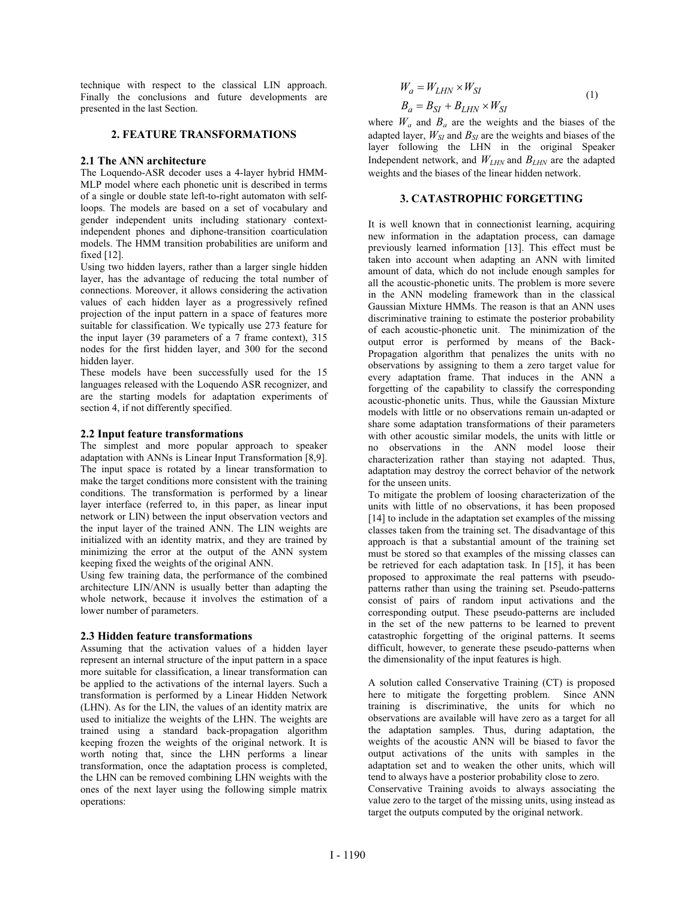technique with respect to the classical LIN approach. Finally the conclusions and future developments are presented in the last Section.

## 2. FEATURE TRANSFORMATIONS

### 2.1 The ANN architecture

The Loquendo-ASR decoder uses a 4-layer hybrid HMM-MLP model where each phonetic unit is described in terms of a single or double state left-to-right automaton with self-loops. The models are based on a set of vocabulary and gender independent units including stationary context-independent phones and diphone-transition coarticulation models. The HMM transition probabilities are uniform and fixed [12].

Using two hidden layers, rather than a larger single hidden layer, has the advantage of reducing the total number of connections. Moreover, it allows considering the activation values of each hidden layer as a progressively refined projection of the input pattern in a space of features more suitable for classification. We typically use 273 feature for the input layer (39 parameters of a 7 frame context), 315 nodes for the first hidden layer, and 300 for the second hidden layer.

These models have been successfully used for the 15 languages released with the Loquendo ASR recognizer, and are the starting models for adaptation experiments of section 4, if not differently specified.

### 2.2 Input feature transformations

The simplest and more popular approach to speaker adaptation with ANNs is Linear Input Transformation [8,9]. The input space is rotated by a linear transformation to make the target conditions more consistent with the training conditions. The transformation is performed by a linear layer interface (referred to, in this paper, as linear input network or LIN) between the input observation vectors and the input layer of the trained ANN. The LIN weights are initialized with an identity matrix, and they are trained by minimizing the error at the output of the ANN system keeping fixed the weights of the original ANN.

Using few training data, the performance of the combined architecture LIN/ANN is usually better than adapting the whole network, because it involves the estimation of a lower number of parameters.

### 2.3 Hidden feature transformations

Assuming that the activation values of a hidden layer represent an internal structure of the input pattern in a space more suitable for classification, a linear transformation can be applied to the activations of the internal layers. Such a transformation is performed by a Linear Hidden Network (LHN). As for the LIN, the values of an identity matrix are used to initialize the weights of the LHN. The weights are trained using a standard back-propagation algorithm keeping frozen the weights of the original network. It is worth noting that, since the LHN performs a linear transformation, once the adaptation process is completed, the LHN can be removed combining LHN weights with the ones of the next layer using the following simple matrix operations:

$$
\begin{aligned}
W_a &= W_{LHN} \times W_{SI} \\
B_a &= B_{SI} + B_{LHN} \times W_{SI}
\end{aligned}
\tag{1}
$$

where $W_a$ and $B_a$ are the weights and the biases of the adapted layer, $W_{SI}$ and $B_{SI}$ are the weights and biases of the layer following the LHN in the original Speaker Independent network, and $W_{LHN}$ and $B_{LHN}$ are the adapted weights and the biases of the linear hidden network.

## 3. CATASTROPHIC FORGETTING

It is well known that in connectionist learning, acquiring new information in the adaptation process, can damage previously learned information [13]. This effect must be taken into account when adapting an ANN with limited amount of data, which do not include enough samples for all the acoustic-phonetic units. The problem is more severe in the ANN modeling framework than in the classical Gaussian Mixture HMMs. The reason is that an ANN uses discriminative training to estimate the posterior probability of each acoustic-phonetic unit. The minimization of the output error is performed by means of the Back-Propagation algorithm that penalizes the units with no observations by assigning to them a zero target value for every adaptation frame. That induces in the ANN a forgetting of the capability to classify the corresponding acoustic-phonetic units. Thus, while the Gaussian Mixture models with little or no observations remain un-adapted or share some adaptation transformations of their parameters with other acoustic similar models, the units with little or no observations in the ANN model loose their characterization rather than staying not adapted. Thus, adaptation may destroy the correct behavior of the network for the unseen units.

To mitigate the problem of loosing characterization of the units with little of no observations, it has been proposed [14] to include in the adaptation set examples of the missing classes taken from the training set. The disadvantage of this approach is that a substantial amount of the training set must be stored so that examples of the missing classes can be retrieved for each adaptation task. In [15], it has been proposed to approximate the real patterns with pseudo-patterns rather than using the training set. Pseudo-patterns consist of pairs of random input activations and the corresponding output. These pseudo-patterns are included in the set of the new patterns to be learned to prevent catastrophic forgetting of the original patterns. It seems difficult, however, to generate these pseudo-patterns when the dimensionality of the input features is high.

A solution called Conservative Training (CT) is proposed here to mitigate the forgetting problem. Since ANN training is discriminative, the units for which no observations are available will have zero as a target for all the adaptation samples. Thus, during adaptation, the weights of the acoustic ANN will be biased to favor the output activations of the units with samples in the adaptation set and to weaken the other units, which will tend to always have a posterior probability close to zero.

Conservative Training avoids to always associating the value zero to the target of the missing units, using instead as target the outputs computed by the original network.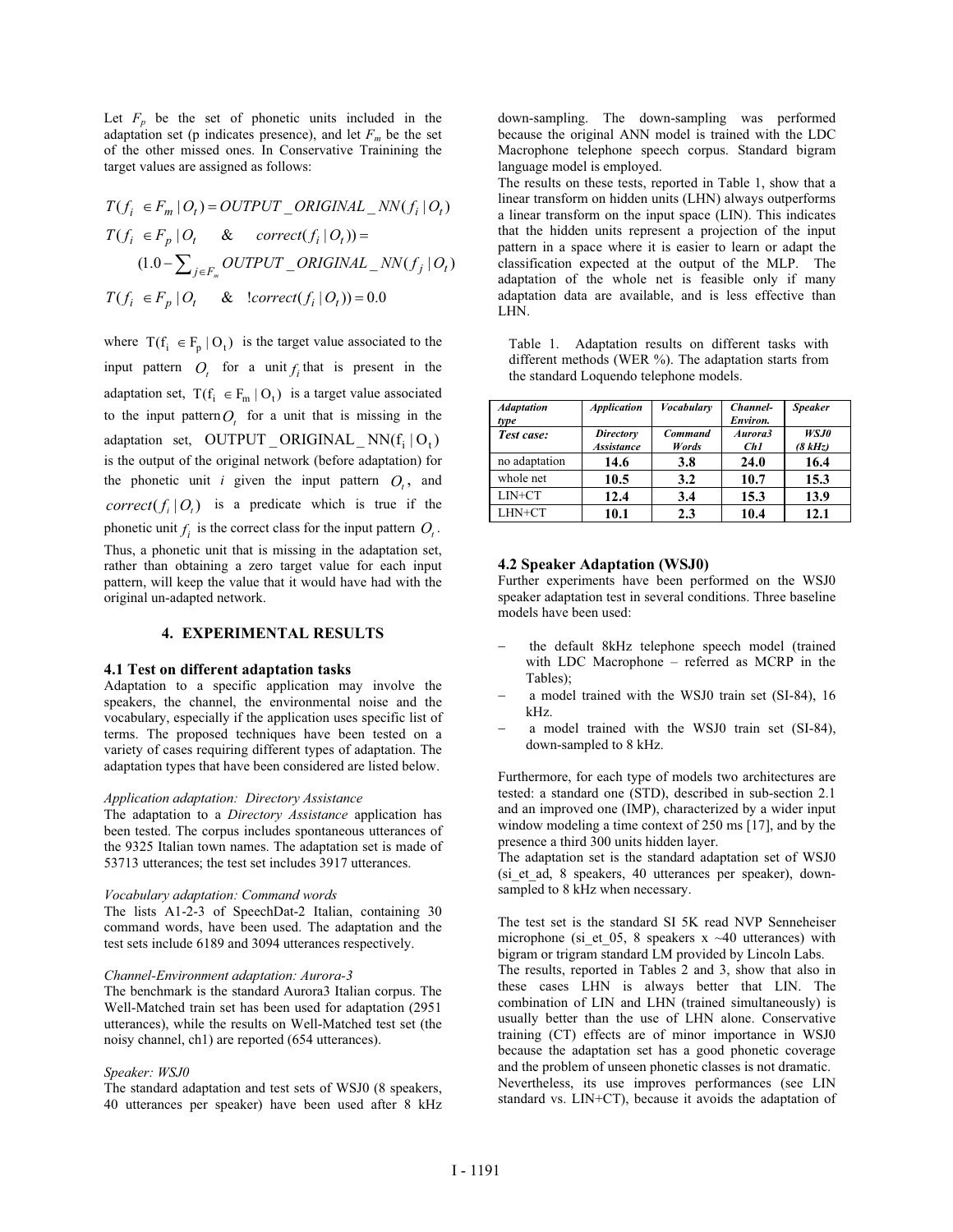Let $F_p$ be the set of phonetic units included in the adaptation set (p indicates presence), and let $F_m$ be the set of the other missed ones. In Conservative Trainining the target values are assigned as follows:

$$T(f_i \in F_m \mid O_t) = OUTPUT\_ORIGINAL\_NN(f_i \mid O_t)$$

$$T(f_i \in F_p \mid O_t \quad \& \quad correct(f_i \mid O_t)) = (1.0 - \sum_{j \in F_m} OUTPUT\_ORIGINAL\_NN(f_j \mid O_t))$$

$$T(f_i \in F_p \mid O_t \quad \& \quad !correct(f_i \mid O_t)) = 0.0$$

where $T(f_i \in F_p \mid O_t)$ is the target value associated to the input pattern $O_t$ for a unit $f_i$ that is present in the adaptation set, $T(f_i \in F_m \mid O_t)$ is a target value associated to the input pattern $O_t$ for a unit that is missing in the adaptation set, $OUTPUT\_ORIGINAL\_NN(f_i \mid O_t)$ is the output of the original network (before adaptation) for the phonetic unit $i$ given the input pattern $O_t$, and $correct(f_i \mid O_t)$ is a predicate which is true if the phonetic unit $f_i$ is the correct class for the input pattern $O_t$.

Thus, a phonetic unit that is missing in the adaptation set, rather than obtaining a zero target value for each input pattern, will keep the value that it would have had with the original un-adapted network.

## 4. EXPERIMENTAL RESULTS

### 4.1 Test on different adaptation tasks

Adaptation to a specific application may involve the speakers, the channel, the environmental noise and the vocabulary, especially if the application uses specific list of terms. The proposed techniques have been tested on a variety of cases requiring different types of adaptation. The adaptation types that have been considered are listed below.

*Application adaptation: Directory Assistance*

The adaptation to a *Directory Assistance* application has been tested. The corpus includes spontaneous utterances of the 9325 Italian town names. The adaptation set is made of 53713 utterances; the test set includes 3917 utterances.

*Vocabulary adaptation: Command words*

The lists A1-2-3 of SpeechDat-2 Italian, containing 30 command words, have been used. The adaptation and the test sets include 6189 and 3094 utterances respectively.

*Channel-Environment adaptation: Aurora-3*

The benchmark is the standard Aurora3 Italian corpus. The Well-Matched train set has been used for adaptation (2951 utterances), while the results on Well-Matched test set (the noisy channel, ch1) are reported (654 utterances).

*Speaker: WSJ0*

The standard adaptation and test sets of WSJ0 (8 speakers, 40 utterances per speaker) have been used after 8 kHz down-sampling. The down-sampling was performed because the original ANN model is trained with the LDC Macrophone telephone speech corpus. Standard bigram language model is employed.

The results on these tests, reported in Table 1, show that a linear transform on hidden units (LHN) always outperforms a linear transform on the input space (LIN). This indicates that the hidden units represent a projection of the input pattern in a space where it is easier to learn or adapt the classification expected at the output of the MLP. The adaptation of the whole net is feasible only if many adaptation data are available, and is less effective than LHN.

Table 1. Adaptation results on different tasks with different methods (WER %). The adaptation starts from the standard Loquendo telephone models.

| *Adaptation type* | *Application* | *Vocabulary* | *Channel-Environ.* | *Speaker* |
|---|---|---|---|---|
| ***Test case:*** | ***Directory Assistance*** | ***Command Words*** | ***Aurora3 Ch1*** | ***WSJ0 (8 kHz)*** |
| no adaptation | **14.6** | **3.8** | **24.0** | **16.4** |
| whole net | **10.5** | **3.2** | **10.7** | **15.3** |
| LIN+CT | **12.4** | **3.4** | **15.3** | **13.9** |
| LHN+CT | **10.1** | **2.3** | **10.4** | **12.1** |

### 4.2 Speaker Adaptation (WSJ0)

Further experiments have been performed on the WSJ0 speaker adaptation test in several conditions. Three baseline models have been used:

- the default 8kHz telephone speech model (trained with LDC Macrophone – referred as MCRP in the Tables);
- a model trained with the WSJ0 train set (SI-84), 16 kHz.
- a model trained with the WSJ0 train set (SI-84), down-sampled to 8 kHz.

Furthermore, for each type of models two architectures are tested: a standard one (STD), described in sub-section 2.1 and an improved one (IMP), characterized by a wider input window modeling a time context of 250 ms [17], and by the presence a third 300 units hidden layer.

The adaptation set is the standard adaptation set of WSJ0 (si_et_ad, 8 speakers, 40 utterances per speaker), down-sampled to 8 kHz when necessary.

The test set is the standard SI 5K read NVP Senneheiser microphone (si_et_05, 8 speakers x ~40 utterances) with bigram or trigram standard LM provided by Lincoln Labs.

The results, reported in Tables 2 and 3, show that also in these cases LHN is always better that LIN. The combination of LIN and LHN (trained simultaneously) is usually better than the use of LHN alone. Conservative training (CT) effects are of minor importance in WSJ0 because the adaptation set has a good phonetic coverage and the problem of unseen phonetic classes is not dramatic. Nevertheless, its use improves performances (see LIN standard vs. LIN+CT), because it avoids the adaptation of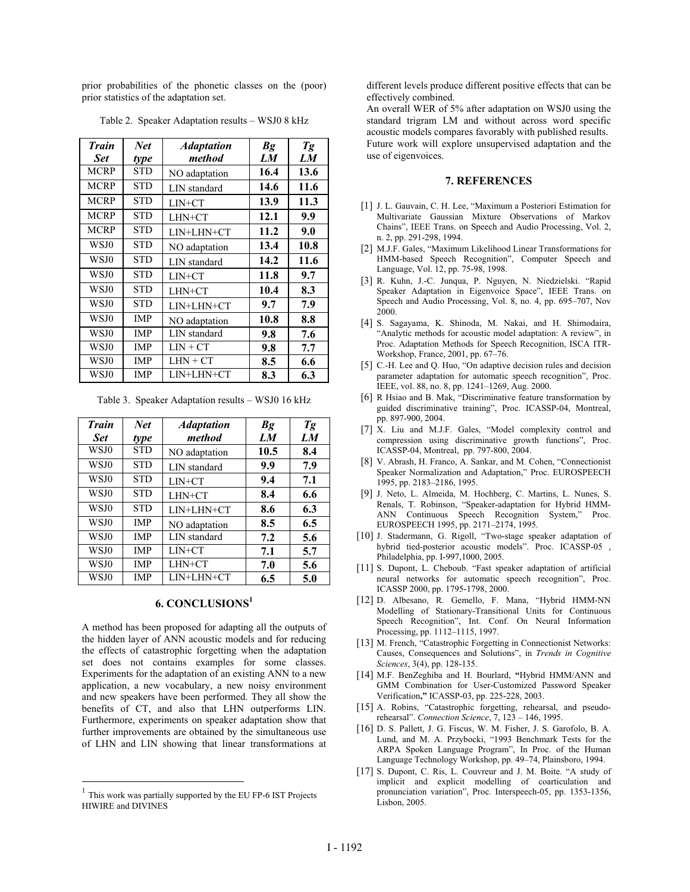prior probabilities of the phonetic classes on the (poor) prior statistics of the adaptation set.

Table 2. Speaker Adaptation results – WSJ0 8 kHz

| *Train Set* | *Net type* | *Adaptation method* | *Bg LM* | *Tg LM* |
|---|---|---|---|---|
| MCRP | STD | NO adaptation | **16.4** | **13.6** |
| MCRP | STD | LIN standard | **14.6** | **11.6** |
| MCRP | STD | LIN+CT | **13.9** | **11.3** |
| MCRP | STD | LHN+CT | **12.1** | **9.9** |
| MCRP | STD | LIN+LHN+CT | **11.2** | **9.0** |
| WSJ0 | STD | NO adaptation | **13.4** | **10.8** |
| WSJ0 | STD | LIN standard | **14.2** | **11.6** |
| WSJ0 | STD | LIN+CT | **11.8** | **9.7** |
| WSJ0 | STD | LHN+CT | **10.4** | **8.3** |
| WSJ0 | STD | LIN+LHN+CT | **9.7** | **7.9** |
| WSJ0 | IMP | NO adaptation | **10.8** | **8.8** |
| WSJ0 | IMP | LIN standard | **9.8** | **7.6** |
| WSJ0 | IMP | LIN + CT | **9.8** | **7.7** |
| WSJ0 | IMP | LHN + CT | **8.5** | **6.6** |
| WSJ0 | IMP | LIN+LHN+CT | **8.3** | **6.3** |

Table 3. Speaker Adaptation results – WSJ0 16 kHz

| *Train Set* | *Net type* | *Adaptation method* | *Bg LM* | *Tg LM* |
|---|---|---|---|---|
| WSJ0 | STD | NO adaptation | **10.5** | **8.4** |
| WSJ0 | STD | LIN standard | **9.9** | **7.9** |
| WSJ0 | STD | LIN+CT | **9.4** | **7.1** |
| WSJ0 | STD | LHN+CT | **8.4** | **6.6** |
| WSJ0 | STD | LIN+LHN+CT | **8.6** | **6.3** |
| WSJ0 | IMP | NO adaptation | **8.5** | **6.5** |
| WSJ0 | IMP | LIN standard | **7.2** | **5.6** |
| WSJ0 | IMP | LIN+CT | **7.1** | **5.7** |
| WSJ0 | IMP | LHN+CT | **7.0** | **5.6** |
| WSJ0 | IMP | LIN+LHN+CT | **6.5** | **5.0** |

## 6. CONCLUSIONS[1]

A method has been proposed for adapting all the outputs of the hidden layer of ANN acoustic models and for reducing the effects of catastrophic forgetting when the adaptation set does not contains examples for some classes. Experiments for the adaptation of an existing ANN to a new application, a new vocabulary, a new noisy environment and new speakers have been performed. They all show the benefits of CT, and also that LHN outperforms LIN. Furthermore, experiments on speaker adaptation show that further improvements are obtained by the simultaneous use of LHN and LIN showing that linear transformations at different levels produce different positive effects that can be effectively combined.

An overall WER of 5% after adaptation on WSJ0 using the standard trigram LM and without across word specific acoustic models compares favorably with published results. Future work will explore unsupervised adaptation and the use of eigenvoices.

[1] This work was partially supported by the EU FP-6 IST Projects HIWIRE and DIVINES

## 7. REFERENCES

[1] J. L. Gauvain, C. H. Lee, "Maximum a Posteriori Estimation for Multivariate Gaussian Mixture Observations of Markov Chains", IEEE Trans. on Speech and Audio Processing, Vol. 2, n. 2, pp. 291-298, 1994.

[2] M.J.F. Gales, "Maximum Likelihood Linear Transformations for HMM-based Speech Recognition", Computer Speech and Language, Vol. 12, pp. 75-98, 1998.

[3] R. Kuhn, J.-C. Junqua, P. Nguyen, N. Niedzielski. "Rapid Speaker Adaptation in Eigenvoice Space", IEEE Trans. on Speech and Audio Processing, Vol. 8, no. 4, pp. 695–707, Nov 2000.

[4] S. Sagayama, K. Shinoda, M. Nakai, and H. Shimodaira, "Analytic methods for acoustic model adaptation: A review", in Proc. Adaptation Methods for Speech Recognition, ISCA ITR-Workshop, France, 2001, pp. 67–76.

[5] C.-H. Lee and Q. Huo, "On adaptive decision rules and decision parameter adaptation for automatic speech recognition", Proc. IEEE, vol. 88, no. 8, pp. 1241–1269, Aug. 2000.

[6] R Hsiao and B. Mak, "Discriminative feature transformation by guided discriminative training", Proc. ICASSP-04, Montreal, pp. 897-900, 2004.

[7] X. Liu and M.J.F. Gales, "Model complexity control and compression using discriminative growth functions", Proc. ICASSP-04, Montreal, pp. 797-800, 2004.

[8] V. Abrash, H. Franco, A. Sankar, and M. Cohen, "Connectionist Speaker Normalization and Adaptation," Proc. EUROSPEECH 1995, pp. 2183–2186, 1995.

[9] J. Neto, L. Almeida, M. Hochberg, C. Martins, L. Nunes, S. Renals, T. Robinson, "Speaker-adaptation for Hybrid HMM-ANN Continuous Speech Recognition System," Proc. EUROSPEECH 1995, pp. 2171–2174, 1995.

[10] J. Stadermann, G. Rigoll, "Two-stage speaker adaptation of hybrid tied-posterior acoustic models". Proc. ICASSP-05 , Philadelphia, pp. I-997,1000, 2005.

[11] S. Dupont, L. Cheboub. "Fast speaker adaptation of artificial neural networks for automatic speech recognition", Proc. ICASSP 2000, pp. 1795-1798, 2000.

[12] D. Albesano, R. Gemello, F. Mana, "Hybrid HMM-NN Modelling of Stationary-Transitional Units for Continuous Speech Recognition", Int. Conf. On Neural Information Processing, pp. 1112–1115, 1997.

[13] M. French, "Catastrophic Forgetting in Connectionist Networks: Causes, Consequences and Solutions", in *Trends in Cognitive Sciences*, 3(4), pp. 128-135.

[14] M.F. BenZeghiba and H. Bourlard, **"**Hybrid HMM/ANN and GMM Combination for User-Customized Password Speaker Verification**,"** ICASSP-03, pp. 225-228, 2003.

[15] A. Robins, "Catastrophic forgetting, rehearsal, and pseudo-rehearsal". *Connection Science*, 7, 123 – 146, 1995.

[16] D. S. Pallett, J. G. Fiscus, W. M. Fisher, J. S. Garofolo, B. A. Lund, and M. A. Przybocki, "1993 Benchmark Tests for the ARPA Spoken Language Program", In Proc. of the Human Language Technology Workshop, pp. 49–74, Plainsboro, 1994.

[17] S. Dupont, C. Ris, L. Couvreur and J. M. Boite. "A study of implicit and explicit modelling of coarticulation and pronunciation variation", Proc. Interspeech-05, pp. 1353-1356, Lisbon, 2005.